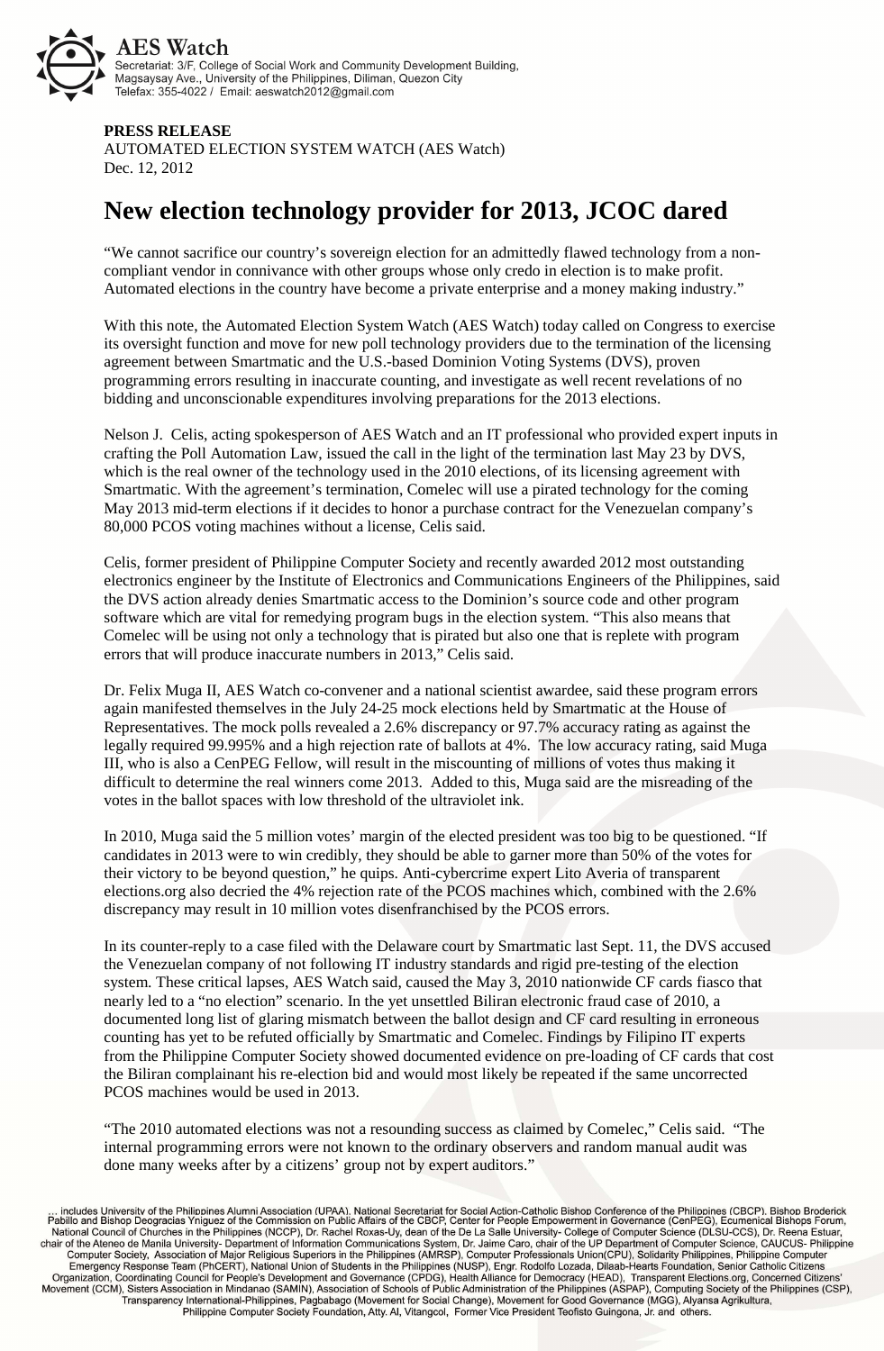**AES Watch**
Secretariat: 3/F, College of Social Work and Community Development Building, Magsaysay Ave., University of the Philippines, Diliman, Quezon City
Telefax: 355-4022 / Email: aeswatch2012@gmail.com

**PRESS RELEASE**
AUTOMATED ELECTION SYSTEM WATCH (AES Watch)
Dec. 12, 2012

# New election technology provider for 2013, JCOC dared

"We cannot sacrifice our country's sovereign election for an admittedly flawed technology from a non-compliant vendor in connivance with other groups whose only credo in election is to make profit. Automated elections in the country have become a private enterprise and a money making industry."

With this note, the Automated Election System Watch (AES Watch) today called on Congress to exercise its oversight function and move for new poll technology providers due to the termination of the licensing agreement between Smartmatic and the U.S.-based Dominion Voting Systems (DVS), proven programming errors resulting in inaccurate counting, and investigate as well recent revelations of no bidding and unconscionable expenditures involving preparations for the 2013 elections.

Nelson J. Celis, acting spokesperson of AES Watch and an IT professional who provided expert inputs in crafting the Poll Automation Law, issued the call in the light of the termination last May 23 by DVS, which is the real owner of the technology used in the 2010 elections, of its licensing agreement with Smartmatic. With the agreement's termination, Comelec will use a pirated technology for the coming May 2013 mid-term elections if it decides to honor a purchase contract for the Venezuelan company's 80,000 PCOS voting machines without a license, Celis said.

Celis, former president of Philippine Computer Society and recently awarded 2012 most outstanding electronics engineer by the Institute of Electronics and Communications Engineers of the Philippines, said the DVS action already denies Smartmatic access to the Dominion's source code and other program software which are vital for remedying program bugs in the election system. "This also means that Comelec will be using not only a technology that is pirated but also one that is replete with program errors that will produce inaccurate numbers in 2013," Celis said.

Dr. Felix Muga II, AES Watch co-convener and a national scientist awardee, said these program errors again manifested themselves in the July 24-25 mock elections held by Smartmatic at the House of Representatives. The mock polls revealed a 2.6% discrepancy or 97.7% accuracy rating as against the legally required 99.995% and a high rejection rate of ballots at 4%. The low accuracy rating, said Muga III, who is also a CenPEG Fellow, will result in the miscounting of millions of votes thus making it difficult to determine the real winners come 2013. Added to this, Muga said are the misreading of the votes in the ballot spaces with low threshold of the ultraviolet ink.

In 2010, Muga said the 5 million votes' margin of the elected president was too big to be questioned. "If candidates in 2013 were to win credibly, they should be able to garner more than 50% of the votes for their victory to be beyond question," he quips. Anti-cybercrime expert Lito Averia of transparent elections.org also decried the 4% rejection rate of the PCOS machines which, combined with the 2.6% discrepancy may result in 10 million votes disenfranchised by the PCOS errors.

In its counter-reply to a case filed with the Delaware court by Smartmatic last Sept. 11, the DVS accused the Venezuelan company of not following IT industry standards and rigid pre-testing of the election system. These critical lapses, AES Watch said, caused the May 3, 2010 nationwide CF cards fiasco that nearly led to a "no election" scenario. In the yet unsettled Biliran electronic fraud case of 2010, a documented long list of glaring mismatch between the ballot design and CF card resulting in erroneous counting has yet to be refuted officially by Smartmatic and Comelec. Findings by Filipino IT experts from the Philippine Computer Society showed documented evidence on pre-loading of CF cards that cost the Biliran complainant his re-election bid and would most likely be repeated if the same uncorrected PCOS machines would be used in 2013.

"The 2010 automated elections was not a resounding success as claimed by Comelec," Celis said. "The internal programming errors were not known to the ordinary observers and random manual audit was done many weeks after by a citizens' group not by expert auditors."

... includes University of the Philippines Alumni Association (UPAA), National Secretariat for Social Action-Catholic Bishop Conference of the Philippines (CBCP), Bishop Broderick Pabillo and Bishop Deogracias Yniguez of the Commission on Public Affairs of the CBCP, Center for People Empowerment in Governance (CenPEG), Ecumenical Bishops Forum, National Council of Churches in the Philippines (NCCP), Dr. Rachel Roxas-Uy, dean of the De La Salle University- College of Computer Science (DLSU-CCS), Dr. Reena Estuar, chair of the Ateneo de Manila University- Department of Information Communications System, Dr. Jaime Caro, chair of the UP Department of Computer Science, CAUCUS- Philippine Computer Society, Association of Major Religious Superiors in the Philippines (AMRSP), Computer Professionals Union(CPU), Solidarity Philippines, Philippine Computer Emergency Response Team (PhCERT), National Union of Students in the Philippines (NUSP), Engr. Rodolfo Lozada, Dilaab-Hearts Foundation, Senior Catholic Citizens Organization, Coordinating Council for People's Development and Governance (CPDG), Health Alliance for Democracy (HEAD), Transparent Elections.org, Concerned Citizens' Movement (CCM), Sisters Association in Mindanao (SAMIN), Association of Schools of Public Administration of the Philippines (ASPAP), Computing Society of the Philippines (CSP), Transparency International-Philippines, Pagbabago (Movement for Social Change), Movement for Good Governance (MGG), Alyansa Agrikultura, Philippine Computer Society Foundation, Atty. Al, Vitangcol, Former Vice President Teofisto Guingona, Jr. and others.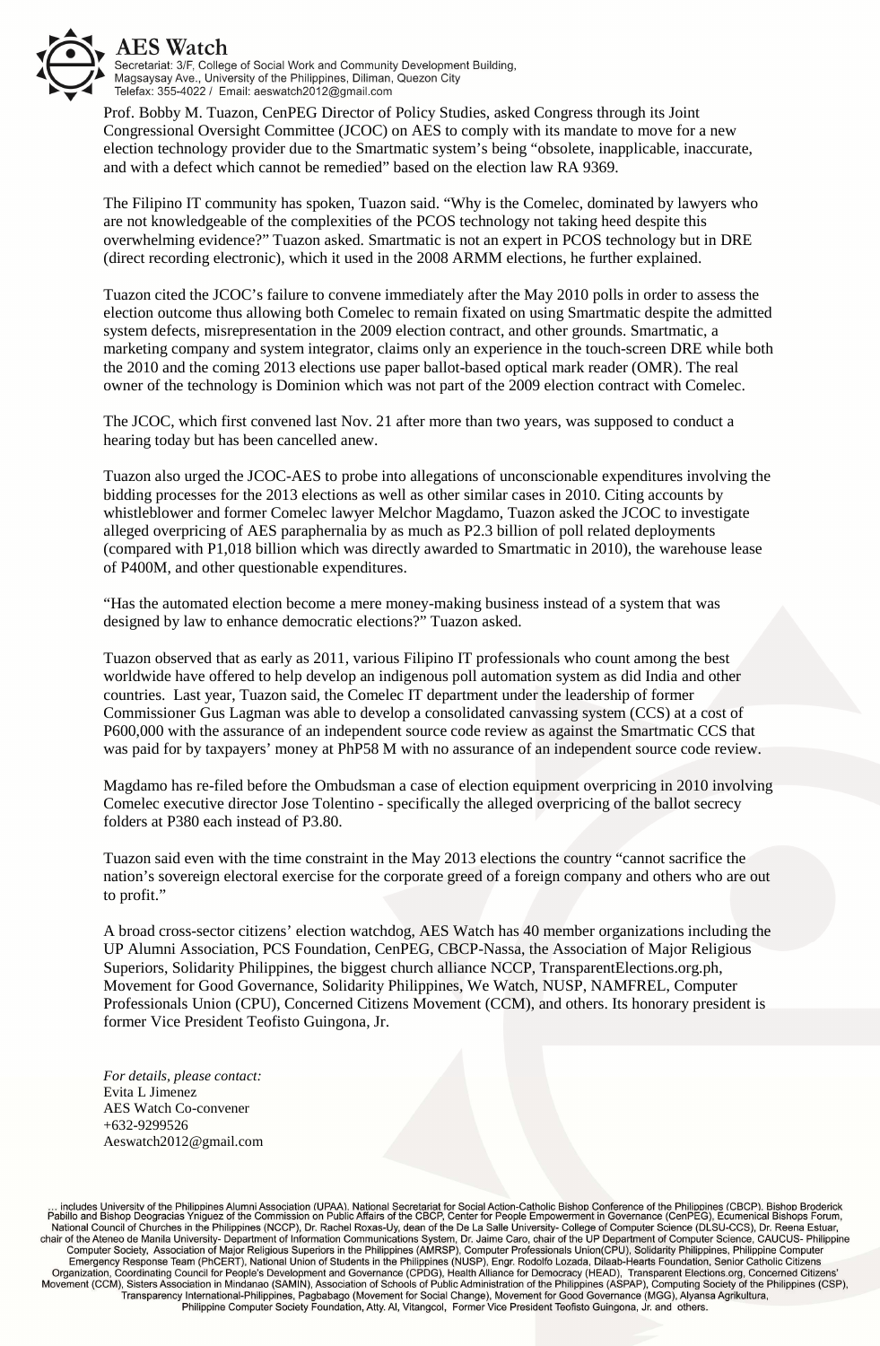Prof. Bobby M. Tuazon, CenPEG Director of Policy Studies, asked Congress through its Joint Congressional Oversight Committee (JCOC) on AES to comply with its mandate to move for a new election technology provider due to the Smartmatic system's being "obsolete, inapplicable, inaccurate, and with a defect which cannot be remedied" based on the election law RA 9369.

The Filipino IT community has spoken, Tuazon said. "Why is the Comelec, dominated by lawyers who are not knowledgeable of the complexities of the PCOS technology not taking heed despite this overwhelming evidence?" Tuazon asked. Smartmatic is not an expert in PCOS technology but in DRE (direct recording electronic), which it used in the 2008 ARMM elections, he further explained.

Tuazon cited the JCOC's failure to convene immediately after the May 2010 polls in order to assess the election outcome thus allowing both Comelec to remain fixated on using Smartmatic despite the admitted system defects, misrepresentation in the 2009 election contract, and other grounds. Smartmatic, a marketing company and system integrator, claims only an experience in the touch-screen DRE while both the 2010 and the coming 2013 elections use paper ballot-based optical mark reader (OMR). The real owner of the technology is Dominion which was not part of the 2009 election contract with Comelec.

The JCOC, which first convened last Nov. 21 after more than two years, was supposed to conduct a hearing today but has been cancelled anew.

Tuazon also urged the JCOC-AES to probe into allegations of unconscionable expenditures involving the bidding processes for the 2013 elections as well as other similar cases in 2010. Citing accounts by whistleblower and former Comelec lawyer Melchor Magdamo, Tuazon asked the JCOC to investigate alleged overpricing of AES paraphernalia by as much as P2.3 billion of poll related deployments (compared with P1,018 billion which was directly awarded to Smartmatic in 2010), the warehouse lease of P400M, and other questionable expenditures.

"Has the automated election become a mere money-making business instead of a system that was designed by law to enhance democratic elections?" Tuazon asked.

Tuazon observed that as early as 2011, various Filipino IT professionals who count among the best worldwide have offered to help develop an indigenous poll automation system as did India and other countries. Last year, Tuazon said, the Comelec IT department under the leadership of former Commissioner Gus Lagman was able to develop a consolidated canvassing system (CCS) at a cost of P600,000 with the assurance of an independent source code review as against the Smartmatic CCS that was paid for by taxpayers' money at PhP58 M with no assurance of an independent source code review.

Magdamo has re-filed before the Ombudsman a case of election equipment overpricing in 2010 involving Comelec executive director Jose Tolentino - specifically the alleged overpricing of the ballot secrecy folders at P380 each instead of P3.80.

Tuazon said even with the time constraint in the May 2013 elections the country "cannot sacrifice the nation's sovereign electoral exercise for the corporate greed of a foreign company and others who are out to profit."

A broad cross-sector citizens' election watchdog, AES Watch has 40 member organizations including the UP Alumni Association, PCS Foundation, CenPEG, CBCP-Nassa, the Association of Major Religious Superiors, Solidarity Philippines, the biggest church alliance NCCP, TransparentElections.org.ph, Movement for Good Governance, Solidarity Philippines, We Watch, NUSP, NAMFREL, Computer Professionals Union (CPU), Concerned Citizens Movement (CCM), and others. Its honorary president is former Vice President Teofisto Guingona, Jr.

*For details, please contact:*
Evita L Jimenez
AES Watch Co-convener
+632-9299526
Aeswatch2012@gmail.com